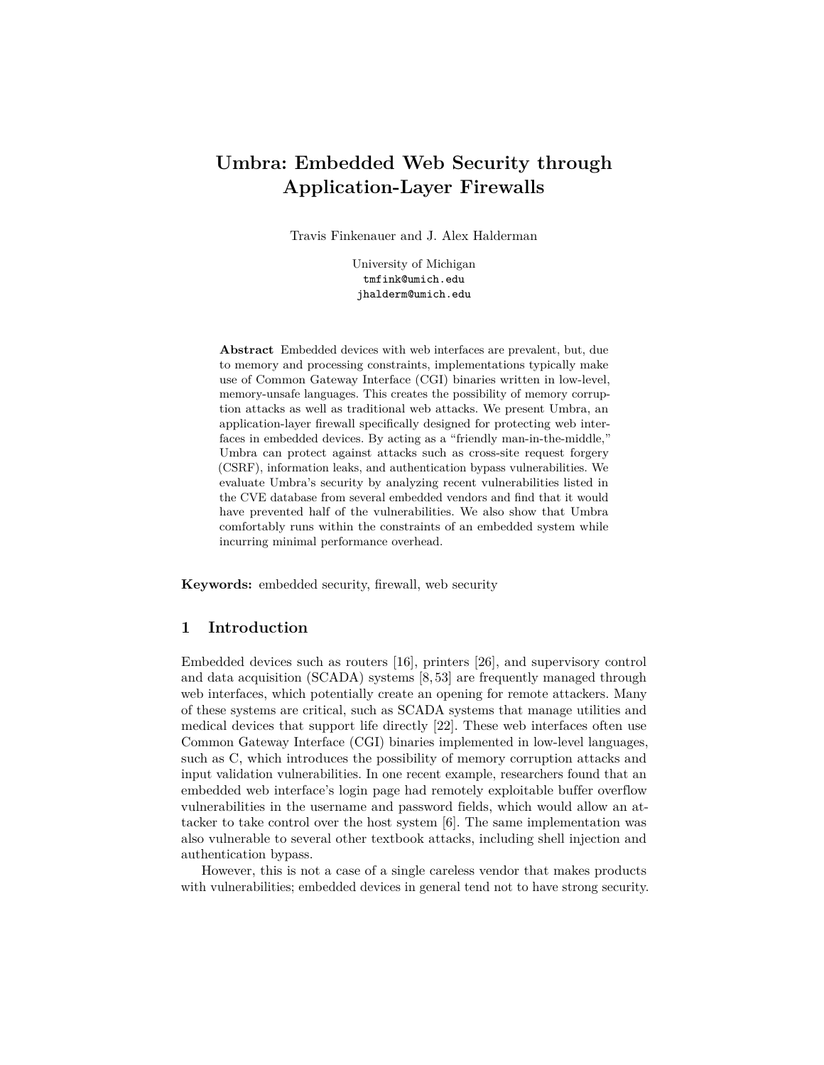# Umbra: Embedded Web Security through Application-Layer Firewalls

Travis Finkenauer and J. Alex Halderman

University of Michigan
tmfink@umich.edu
jhalderm@umich.edu

**Abstract** Embedded devices with web interfaces are prevalent, but, due to memory and processing constraints, implementations typically make use of Common Gateway Interface (CGI) binaries written in low-level, memory-unsafe languages. This creates the possibility of memory corruption attacks as well as traditional web attacks. We present Umbra, an application-layer firewall specifically designed for protecting web interfaces in embedded devices. By acting as a "friendly man-in-the-middle," Umbra can protect against attacks such as cross-site request forgery (CSRF), information leaks, and authentication bypass vulnerabilities. We evaluate Umbra's security by analyzing recent vulnerabilities listed in the CVE database from several embedded vendors and find that it would have prevented half of the vulnerabilities. We also show that Umbra comfortably runs within the constraints of an embedded system while incurring minimal performance overhead.

**Keywords:** embedded security, firewall, web security

## 1 Introduction

Embedded devices such as routers [16], printers [26], and supervisory control and data acquisition (SCADA) systems [8, 53] are frequently managed through web interfaces, which potentially create an opening for remote attackers. Many of these systems are critical, such as SCADA systems that manage utilities and medical devices that support life directly [22]. These web interfaces often use Common Gateway Interface (CGI) binaries implemented in low-level languages, such as C, which introduces the possibility of memory corruption attacks and input validation vulnerabilities. In one recent example, researchers found that an embedded web interface's login page had remotely exploitable buffer overflow vulnerabilities in the username and password fields, which would allow an attacker to take control over the host system [6]. The same implementation was also vulnerable to several other textbook attacks, including shell injection and authentication bypass.

However, this is not a case of a single careless vendor that makes products with vulnerabilities; embedded devices in general tend not to have strong security.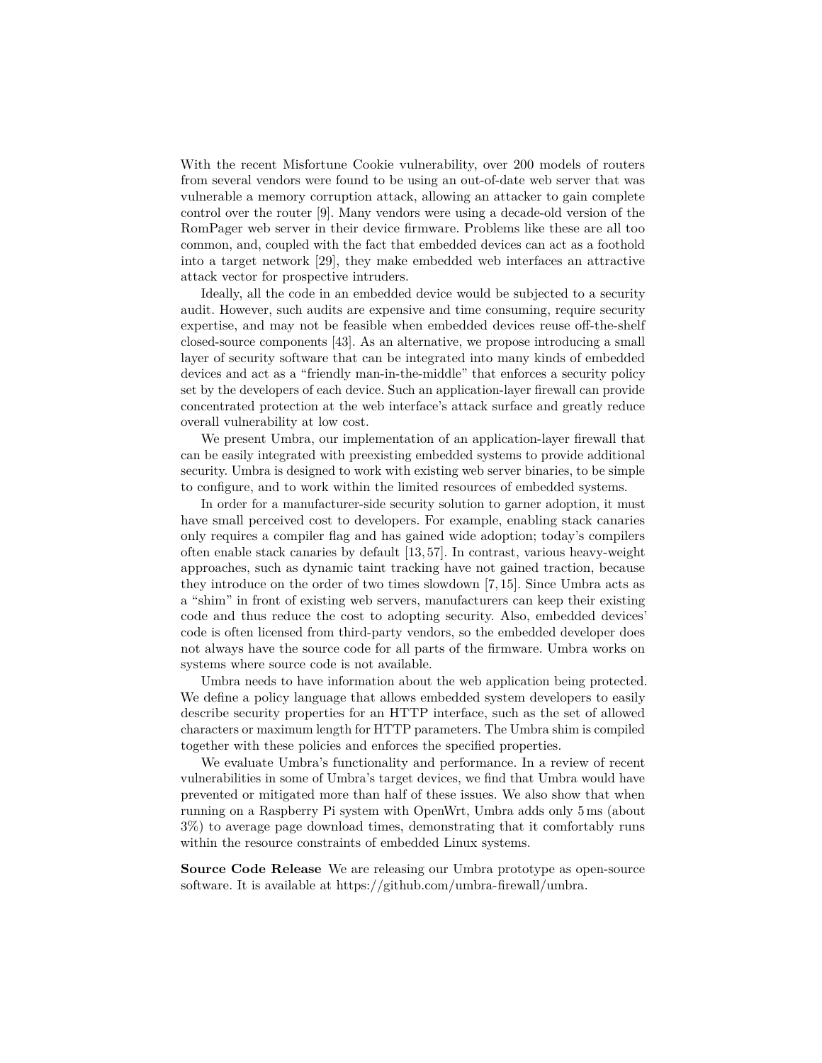With the recent Misfortune Cookie vulnerability, over 200 models of routers from several vendors were found to be using an out-of-date web server that was vulnerable a memory corruption attack, allowing an attacker to gain complete control over the router [9]. Many vendors were using a decade-old version of the RomPager web server in their device firmware. Problems like these are all too common, and, coupled with the fact that embedded devices can act as a foothold into a target network [29], they make embedded web interfaces an attractive attack vector for prospective intruders.

Ideally, all the code in an embedded device would be subjected to a security audit. However, such audits are expensive and time consuming, require security expertise, and may not be feasible when embedded devices reuse off-the-shelf closed-source components [43]. As an alternative, we propose introducing a small layer of security software that can be integrated into many kinds of embedded devices and act as a "friendly man-in-the-middle" that enforces a security policy set by the developers of each device. Such an application-layer firewall can provide concentrated protection at the web interface's attack surface and greatly reduce overall vulnerability at low cost.

We present Umbra, our implementation of an application-layer firewall that can be easily integrated with preexisting embedded systems to provide additional security. Umbra is designed to work with existing web server binaries, to be simple to configure, and to work within the limited resources of embedded systems.

In order for a manufacturer-side security solution to garner adoption, it must have small perceived cost to developers. For example, enabling stack canaries only requires a compiler flag and has gained wide adoption; today's compilers often enable stack canaries by default [13, 57]. In contrast, various heavy-weight approaches, such as dynamic taint tracking have not gained traction, because they introduce on the order of two times slowdown [7, 15]. Since Umbra acts as a "shim" in front of existing web servers, manufacturers can keep their existing code and thus reduce the cost to adopting security. Also, embedded devices' code is often licensed from third-party vendors, so the embedded developer does not always have the source code for all parts of the firmware. Umbra works on systems where source code is not available.

Umbra needs to have information about the web application being protected. We define a policy language that allows embedded system developers to easily describe security properties for an HTTP interface, such as the set of allowed characters or maximum length for HTTP parameters. The Umbra shim is compiled together with these policies and enforces the specified properties.

We evaluate Umbra's functionality and performance. In a review of recent vulnerabilities in some of Umbra's target devices, we find that Umbra would have prevented or mitigated more than half of these issues. We also show that when running on a Raspberry Pi system with OpenWrt, Umbra adds only 5 ms (about 3%) to average page download times, demonstrating that it comfortably runs within the resource constraints of embedded Linux systems.

**Source Code Release** We are releasing our Umbra prototype as open-source software. It is available at https://github.com/umbra-firewall/umbra.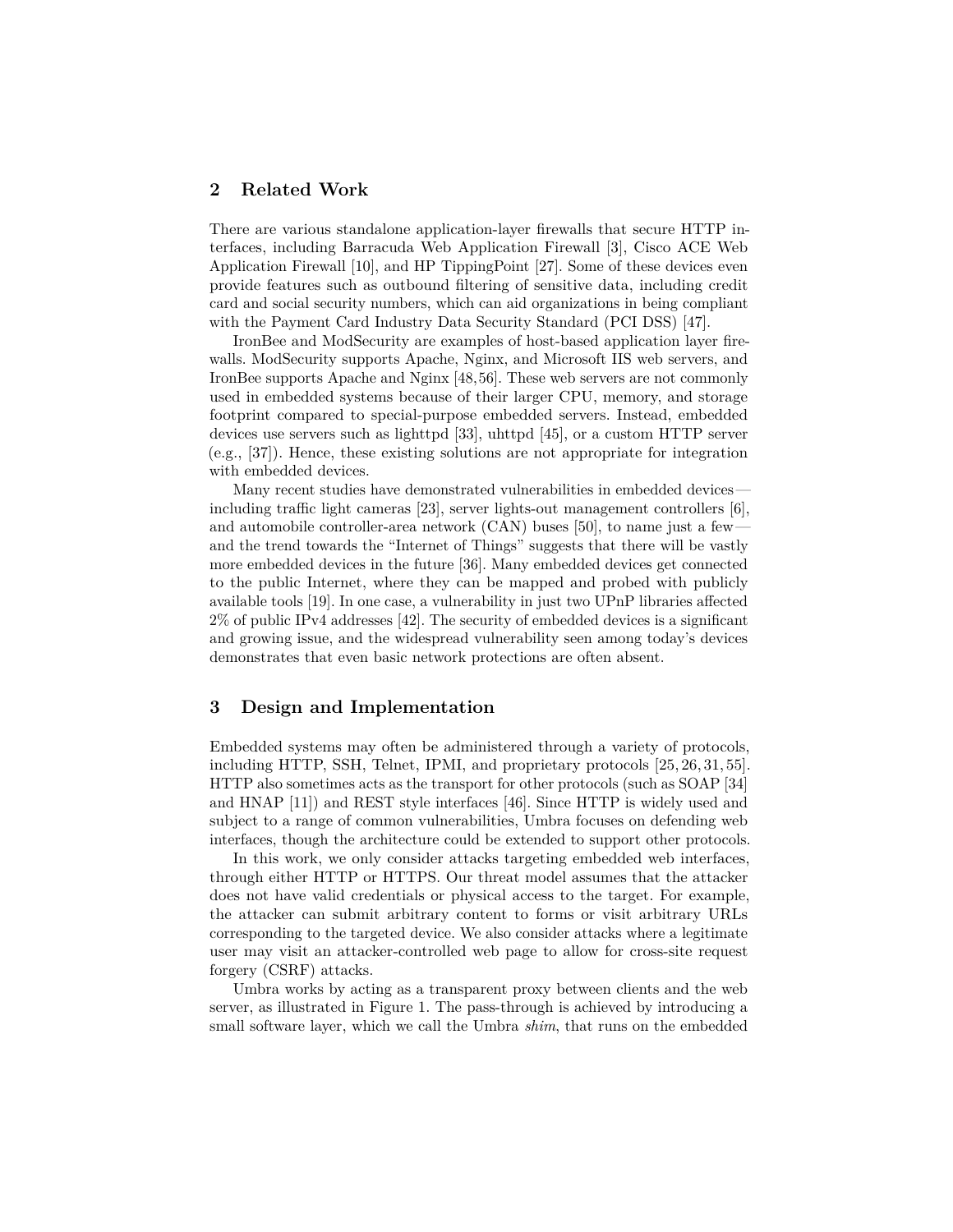## 2 Related Work

There are various standalone application-layer firewalls that secure HTTP interfaces, including Barracuda Web Application Firewall [3], Cisco ACE Web Application Firewall [10], and HP TippingPoint [27]. Some of these devices even provide features such as outbound filtering of sensitive data, including credit card and social security numbers, which can aid organizations in being compliant with the Payment Card Industry Data Security Standard (PCI DSS) [47].

IronBee and ModSecurity are examples of host-based application layer firewalls. ModSecurity supports Apache, Nginx, and Microsoft IIS web servers, and IronBee supports Apache and Nginx [48,56]. These web servers are not commonly used in embedded systems because of their larger CPU, memory, and storage footprint compared to special-purpose embedded servers. Instead, embedded devices use servers such as lighttpd [33], uhttpd [45], or a custom HTTP server (e.g., [37]). Hence, these existing solutions are not appropriate for integration with embedded devices.

Many recent studies have demonstrated vulnerabilities in embedded devices—including traffic light cameras [23], server lights-out management controllers [6], and automobile controller-area network (CAN) buses [50], to name just a few—and the trend towards the "Internet of Things" suggests that there will be vastly more embedded devices in the future [36]. Many embedded devices get connected to the public Internet, where they can be mapped and probed with publicly available tools [19]. In one case, a vulnerability in just two UPnP libraries affected 2% of public IPv4 addresses [42]. The security of embedded devices is a significant and growing issue, and the widespread vulnerability seen among today's devices demonstrates that even basic network protections are often absent.

## 3 Design and Implementation

Embedded systems may often be administered through a variety of protocols, including HTTP, SSH, Telnet, IPMI, and proprietary protocols [25,26,31,55]. HTTP also sometimes acts as the transport for other protocols (such as SOAP [34] and HNAP [11]) and REST style interfaces [46]. Since HTTP is widely used and subject to a range of common vulnerabilities, Umbra focuses on defending web interfaces, though the architecture could be extended to support other protocols.

In this work, we only consider attacks targeting embedded web interfaces, through either HTTP or HTTPS. Our threat model assumes that the attacker does not have valid credentials or physical access to the target. For example, the attacker can submit arbitrary content to forms or visit arbitrary URLs corresponding to the targeted device. We also consider attacks where a legitimate user may visit an attacker-controlled web page to allow for cross-site request forgery (CSRF) attacks.

Umbra works by acting as a transparent proxy between clients and the web server, as illustrated in Figure 1. The pass-through is achieved by introducing a small software layer, which we call the Umbra *shim*, that runs on the embedded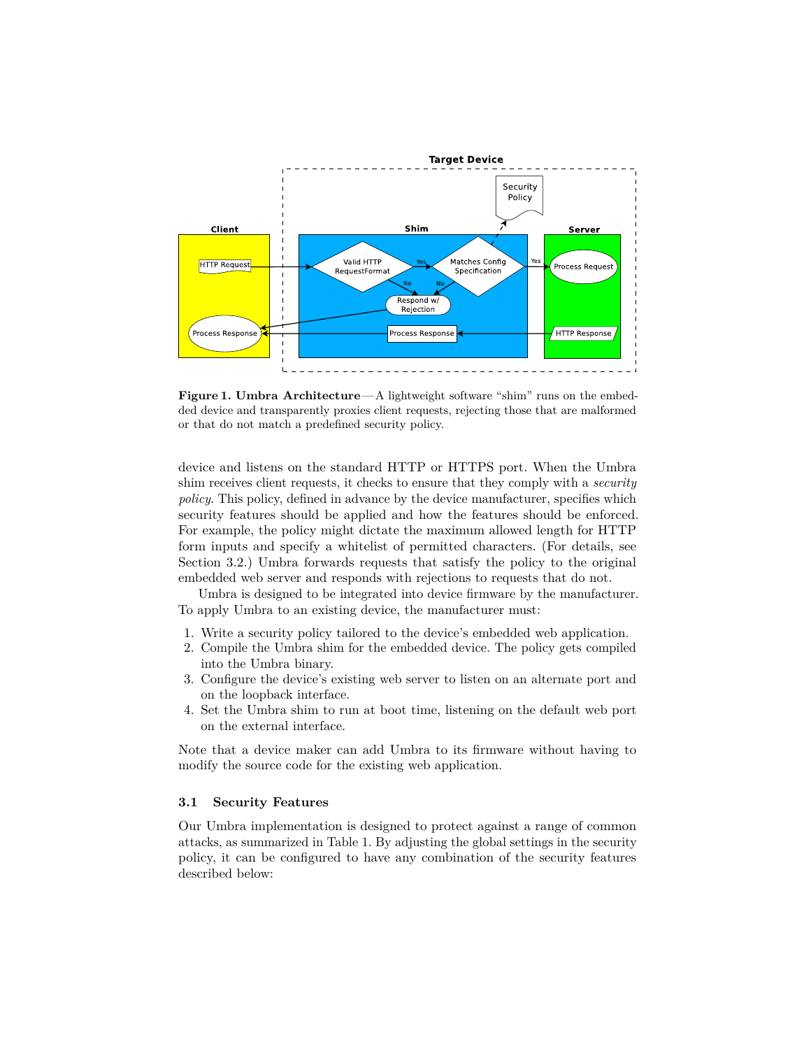**Figure 1. Umbra Architecture**—A lightweight software "shim" runs on the embedded device and transparently proxies client requests, rejecting those that are malformed or that do not match a predefined security policy.

device and listens on the standard HTTP or HTTPS port. When the Umbra shim receives client requests, it checks to ensure that they comply with a *security policy*. This policy, defined in advance by the device manufacturer, specifies which security features should be applied and how the features should be enforced. For example, the policy might dictate the maximum allowed length for HTTP form inputs and specify a whitelist of permitted characters. (For details, see Section 3.2.) Umbra forwards requests that satisfy the policy to the original embedded web server and responds with rejections to requests that do not.

Umbra is designed to be integrated into device firmware by the manufacturer. To apply Umbra to an existing device, the manufacturer must:

1. Write a security policy tailored to the device's embedded web application.
2. Compile the Umbra shim for the embedded device. The policy gets compiled into the Umbra binary.
3. Configure the device's existing web server to listen on an alternate port and on the loopback interface.
4. Set the Umbra shim to run at boot time, listening on the default web port on the external interface.

Note that a device maker can add Umbra to its firmware without having to modify the source code for the existing web application.

### 3.1 Security Features

Our Umbra implementation is designed to protect against a range of common attacks, as summarized in Table 1. By adjusting the global settings in the security policy, it can be configured to have any combination of the security features described below: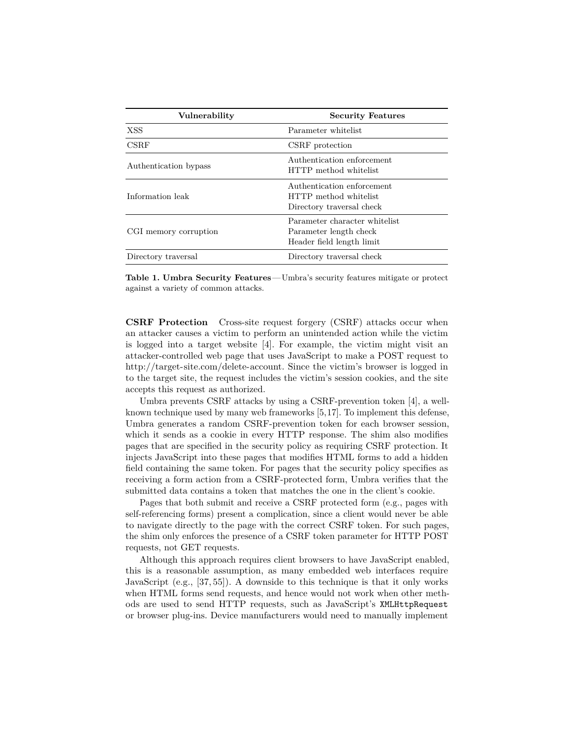| Vulnerability | Security Features |
|---|---|
| XSS | Parameter whitelist |
| CSRF | CSRF protection |
| Authentication bypass | Authentication enforcement<br>HTTP method whitelist |
| Information leak | Authentication enforcement<br>HTTP method whitelist<br>Directory traversal check |
| CGI memory corruption | Parameter character whitelist<br>Parameter length check<br>Header field length limit |
| Directory traversal | Directory traversal check |

**Table 1. Umbra Security Features**— Umbra's security features mitigate or protect against a variety of common attacks.

**CSRF Protection** Cross-site request forgery (CSRF) attacks occur when an attacker causes a victim to perform an unintended action while the victim is logged into a target website [4]. For example, the victim might visit an attacker-controlled web page that uses JavaScript to make a POST request to http://target-site.com/delete-account. Since the victim's browser is logged in to the target site, the request includes the victim's session cookies, and the site accepts this request as authorized.

Umbra prevents CSRF attacks by using a CSRF-prevention token [4], a well-known technique used by many web frameworks [5,17]. To implement this defense, Umbra generates a random CSRF-prevention token for each browser session, which it sends as a cookie in every HTTP response. The shim also modifies pages that are specified in the security policy as requiring CSRF protection. It injects JavaScript into these pages that modifies HTML forms to add a hidden field containing the same token. For pages that the security policy specifies as receiving a form action from a CSRF-protected form, Umbra verifies that the submitted data contains a token that matches the one in the client's cookie.

Pages that both submit and receive a CSRF protected form (e.g., pages with self-referencing forms) present a complication, since a client would never be able to navigate directly to the page with the correct CSRF token. For such pages, the shim only enforces the presence of a CSRF token parameter for HTTP POST requests, not GET requests.

Although this approach requires client browsers to have JavaScript enabled, this is a reasonable assumption, as many embedded web interfaces require JavaScript (e.g., [37, 55]). A downside to this technique is that it only works when HTML forms send requests, and hence would not work when other methods are used to send HTTP requests, such as JavaScript's `XMLHttpRequest` or browser plug-ins. Device manufacturers would need to manually implement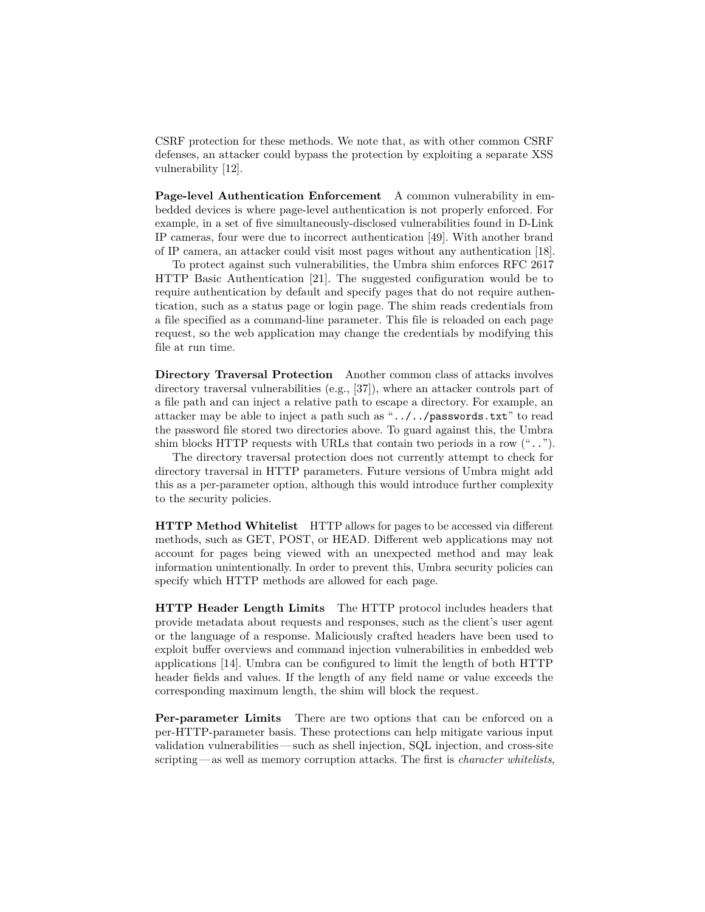CSRF protection for these methods. We note that, as with other common CSRF defenses, an attacker could bypass the protection by exploiting a separate XSS vulnerability [12].

**Page-level Authentication Enforcement** A common vulnerability in embedded devices is where page-level authentication is not properly enforced. For example, in a set of five simultaneously-disclosed vulnerabilities found in D-Link IP cameras, four were due to incorrect authentication [49]. With another brand of IP camera, an attacker could visit most pages without any authentication [18].

To protect against such vulnerabilities, the Umbra shim enforces RFC 2617 HTTP Basic Authentication [21]. The suggested configuration would be to require authentication by default and specify pages that do not require authentication, such as a status page or login page. The shim reads credentials from a file specified as a command-line parameter. This file is reloaded on each page request, so the web application may change the credentials by modifying this file at run time.

**Directory Traversal Protection** Another common class of attacks involves directory traversal vulnerabilities (e.g., [37]), where an attacker controls part of a file path and can inject a relative path to escape a directory. For example, an attacker may be able to inject a path such as "`../../passwords.txt`" to read the password file stored two directories above. To guard against this, the Umbra shim blocks HTTP requests with URLs that contain two periods in a row ("`..`").

The directory traversal protection does not currently attempt to check for directory traversal in HTTP parameters. Future versions of Umbra might add this as a per-parameter option, although this would introduce further complexity to the security policies.

**HTTP Method Whitelist** HTTP allows for pages to be accessed via different methods, such as GET, POST, or HEAD. Different web applications may not account for pages being viewed with an unexpected method and may leak information unintentionally. In order to prevent this, Umbra security policies can specify which HTTP methods are allowed for each page.

**HTTP Header Length Limits** The HTTP protocol includes headers that provide metadata about requests and responses, such as the client's user agent or the language of a response. Maliciously crafted headers have been used to exploit buffer overviews and command injection vulnerabilities in embedded web applications [14]. Umbra can be configured to limit the length of both HTTP header fields and values. If the length of any field name or value exceeds the corresponding maximum length, the shim will block the request.

**Per-parameter Limits** There are two options that can be enforced on a per-HTTP-parameter basis. These protections can help mitigate various input validation vulnerabilities—such as shell injection, SQL injection, and cross-site scripting—as well as memory corruption attacks. The first is *character whitelists*,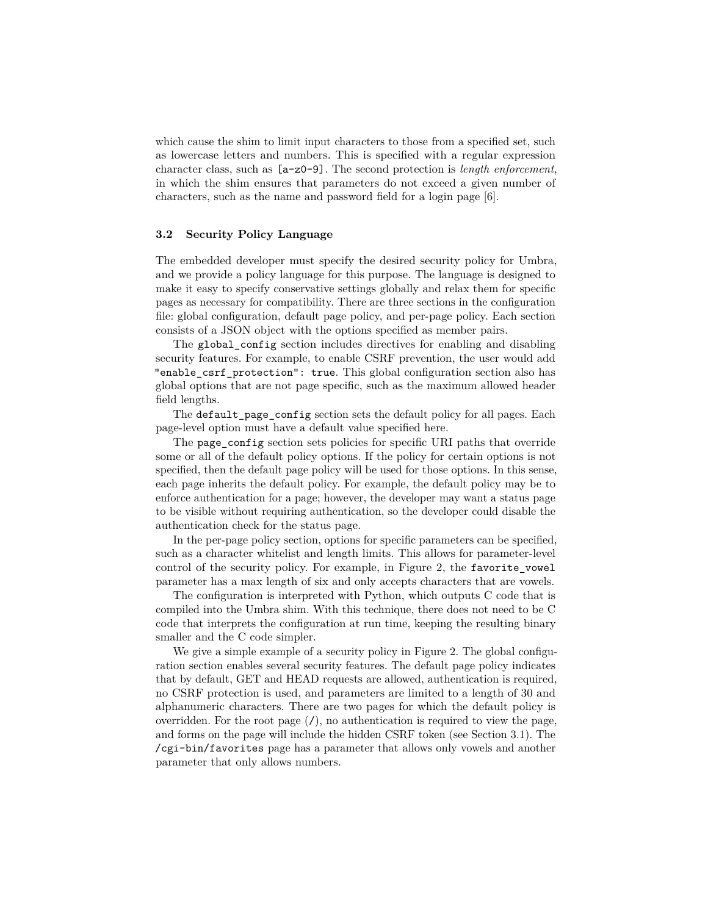which cause the shim to limit input characters to those from a specified set, such as lowercase letters and numbers. This is specified with a regular expression character class, such as `[a-z0-9]`. The second protection is *length enforcement*, in which the shim ensures that parameters do not exceed a given number of characters, such as the name and password field for a login page [6].

### 3.2 Security Policy Language

The embedded developer must specify the desired security policy for Umbra, and we provide a policy language for this purpose. The language is designed to make it easy to specify conservative settings globally and relax them for specific pages as necessary for compatibility. There are three sections in the configuration file: global configuration, default page policy, and per-page policy. Each section consists of a JSON object with the options specified as member pairs.

The `global_config` section includes directives for enabling and disabling security features. For example, to enable CSRF prevention, the user would add `"enable_csrf_protection": true`. This global configuration section also has global options that are not page specific, such as the maximum allowed header field lengths.

The `default_page_config` section sets the default policy for all pages. Each page-level option must have a default value specified here.

The `page_config` section sets policies for specific URI paths that override some or all of the default policy options. If the policy for certain options is not specified, then the default page policy will be used for those options. In this sense, each page inherits the default policy. For example, the default policy may be to enforce authentication for a page; however, the developer may want a status page to be visible without requiring authentication, so the developer could disable the authentication check for the status page.

In the per-page policy section, options for specific parameters can be specified, such as a character whitelist and length limits. This allows for parameter-level control of the security policy. For example, in Figure 2, the `favorite_vowel` parameter has a max length of six and only accepts characters that are vowels.

The configuration is interpreted with Python, which outputs C code that is compiled into the Umbra shim. With this technique, there does not need to be C code that interprets the configuration at run time, keeping the resulting binary smaller and the C code simpler.

We give a simple example of a security policy in Figure 2. The global configuration section enables several security features. The default page policy indicates that by default, GET and HEAD requests are allowed, authentication is required, no CSRF protection is used, and parameters are limited to a length of 30 and alphanumeric characters. There are two pages for which the default policy is overridden. For the root page (`/`), no authentication is required to view the page, and forms on the page will include the hidden CSRF token (see Section 3.1). The `/cgi-bin/favorites` page has a parameter that allows only vowels and another parameter that only allows numbers.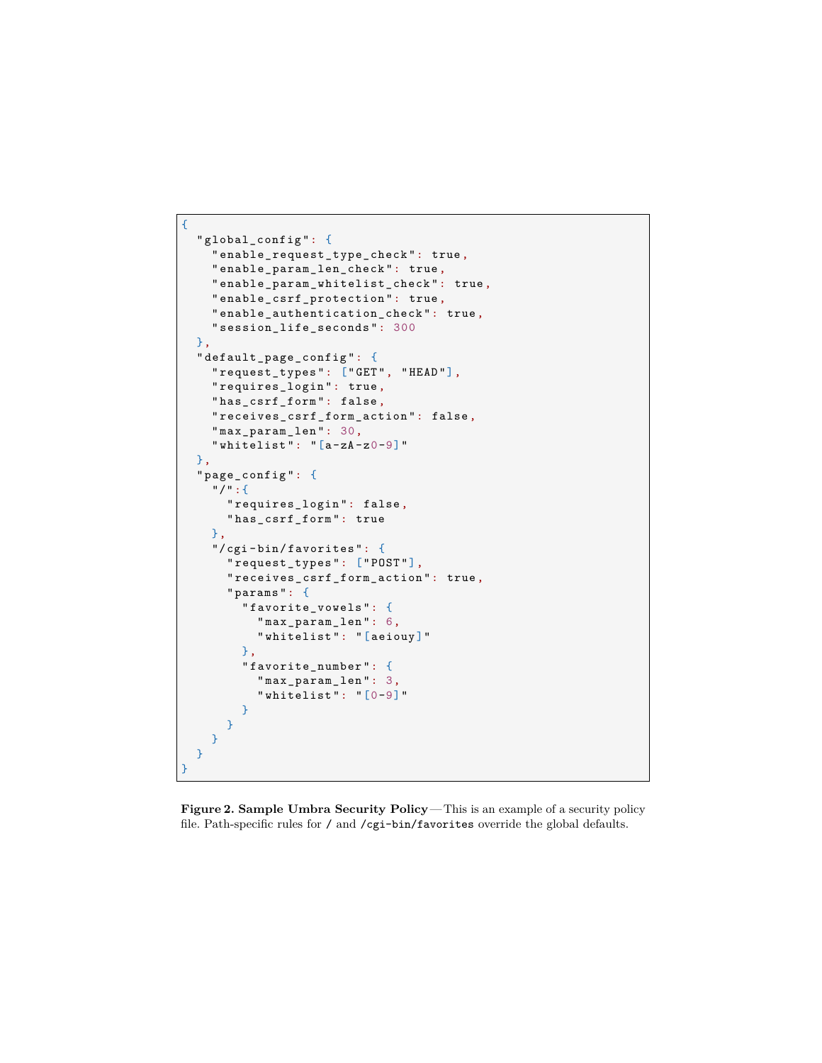```
{
  "global_config": {
    "enable_request_type_check": true,
    "enable_param_len_check": true,
    "enable_param_whitelist_check": true,
    "enable_csrf_protection": true,
    "enable_authentication_check": true,
    "session_life_seconds": 300
  },
  "default_page_config": {
    "request_types": ["GET", "HEAD"],
    "requires_login": true,
    "has_csrf_form": false,
    "receives_csrf_form_action": false,
    "max_param_len": 30,
    "whitelist": "[a-zA-z0-9]"
  },
  "page_config": {
    "/":{
      "requires_login": false,
      "has_csrf_form": true
    },
    "/cgi-bin/favorites": {
      "request_types": ["POST"],
      "receives_csrf_form_action": true,
      "params": {
        "favorite_vowels": {
          "max_param_len": 6,
          "whitelist": "[aeiouy]"
        },
        "favorite_number": {
          "max_param_len": 3,
          "whitelist": "[0-9]"
        }
      }
    }
  }
}
```

**Figure 2. Sample Umbra Security Policy**—This is an example of a security policy file. Path-specific rules for `/` and `/cgi-bin/favorites` override the global defaults.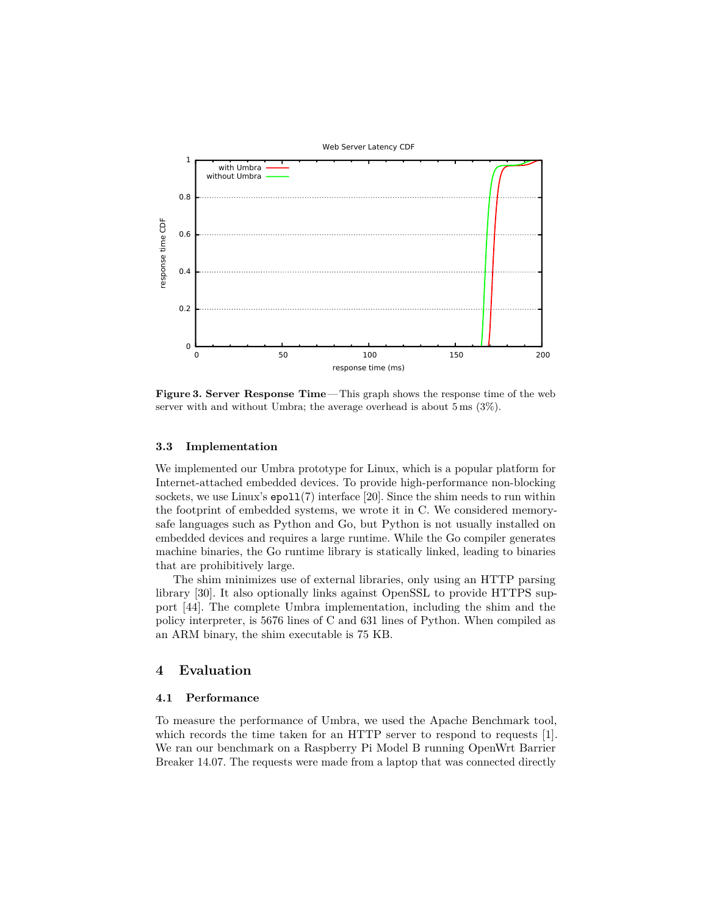**Figure 3. Server Response Time**—This graph shows the response time of the web server with and without Umbra; the average overhead is about 5 ms (3%).

### 3.3 Implementation

We implemented our Umbra prototype for Linux, which is a popular platform for Internet-attached embedded devices. To provide high-performance non-blocking sockets, we use Linux's `epoll`(7) interface [20]. Since the shim needs to run within the footprint of embedded systems, we wrote it in C. We considered memory-safe languages such as Python and Go, but Python is not usually installed on embedded devices and requires a large runtime. While the Go compiler generates machine binaries, the Go runtime library is statically linked, leading to binaries that are prohibitively large.

The shim minimizes use of external libraries, only using an HTTP parsing library [30]. It also optionally links against OpenSSL to provide HTTPS support [44]. The complete Umbra implementation, including the shim and the policy interpreter, is 5676 lines of C and 631 lines of Python. When compiled as an ARM binary, the shim executable is 75 KB.

## 4 Evaluation

### 4.1 Performance

To measure the performance of Umbra, we used the Apache Benchmark tool, which records the time taken for an HTTP server to respond to requests [1]. We ran our benchmark on a Raspberry Pi Model B running OpenWrt Barrier Breaker 14.07. The requests were made from a laptop that was connected directly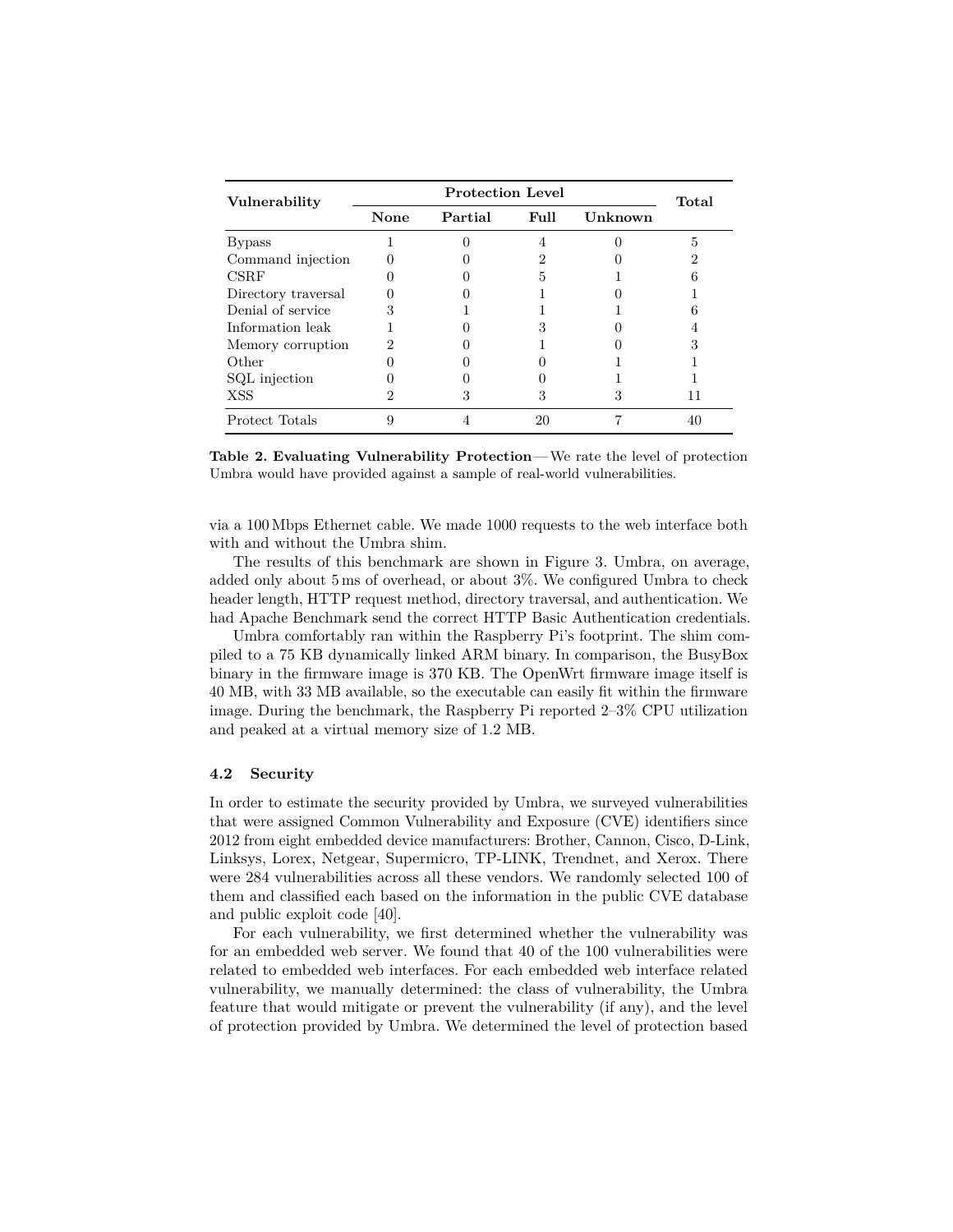| Vulnerability | Protection Level | | | | Total |
|---|---|---|---|---|---|
| | None | Partial | Full | Unknown | |
| Bypass | 1 | 0 | 4 | 0 | 5 |
| Command injection | 0 | 0 | 2 | 0 | 2 |
| CSRF | 0 | 0 | 5 | 1 | 6 |
| Directory traversal | 0 | 0 | 1 | 0 | 1 |
| Denial of service | 3 | 1 | 1 | 1 | 6 |
| Information leak | 1 | 0 | 3 | 0 | 4 |
| Memory corruption | 2 | 0 | 1 | 0 | 3 |
| Other | 0 | 0 | 0 | 1 | 1 |
| SQL injection | 0 | 0 | 0 | 1 | 1 |
| XSS | 2 | 3 | 3 | 3 | 11 |
| Protect Totals | 9 | 4 | 20 | 7 | 40 |

**Table 2. Evaluating Vulnerability Protection**—We rate the level of protection Umbra would have provided against a sample of real-world vulnerabilities.

via a 100 Mbps Ethernet cable. We made 1000 requests to the web interface both with and without the Umbra shim.

The results of this benchmark are shown in Figure 3. Umbra, on average, added only about 5 ms of overhead, or about 3%. We configured Umbra to check header length, HTTP request method, directory traversal, and authentication. We had Apache Benchmark send the correct HTTP Basic Authentication credentials.

Umbra comfortably ran within the Raspberry Pi's footprint. The shim compiled to a 75 KB dynamically linked ARM binary. In comparison, the BusyBox binary in the firmware image is 370 KB. The OpenWrt firmware image itself is 40 MB, with 33 MB available, so the executable can easily fit within the firmware image. During the benchmark, the Raspberry Pi reported 2–3% CPU utilization and peaked at a virtual memory size of 1.2 MB.

### 4.2 Security

In order to estimate the security provided by Umbra, we surveyed vulnerabilities that were assigned Common Vulnerability and Exposure (CVE) identifiers since 2012 from eight embedded device manufacturers: Brother, Cannon, Cisco, D-Link, Linksys, Lorex, Netgear, Supermicro, TP-LINK, Trendnet, and Xerox. There were 284 vulnerabilities across all these vendors. We randomly selected 100 of them and classified each based on the information in the public CVE database and public exploit code [40].

For each vulnerability, we first determined whether the vulnerability was for an embedded web server. We found that 40 of the 100 vulnerabilities were related to embedded web interfaces. For each embedded web interface related vulnerability, we manually determined: the class of vulnerability, the Umbra feature that would mitigate or prevent the vulnerability (if any), and the level of protection provided by Umbra. We determined the level of protection based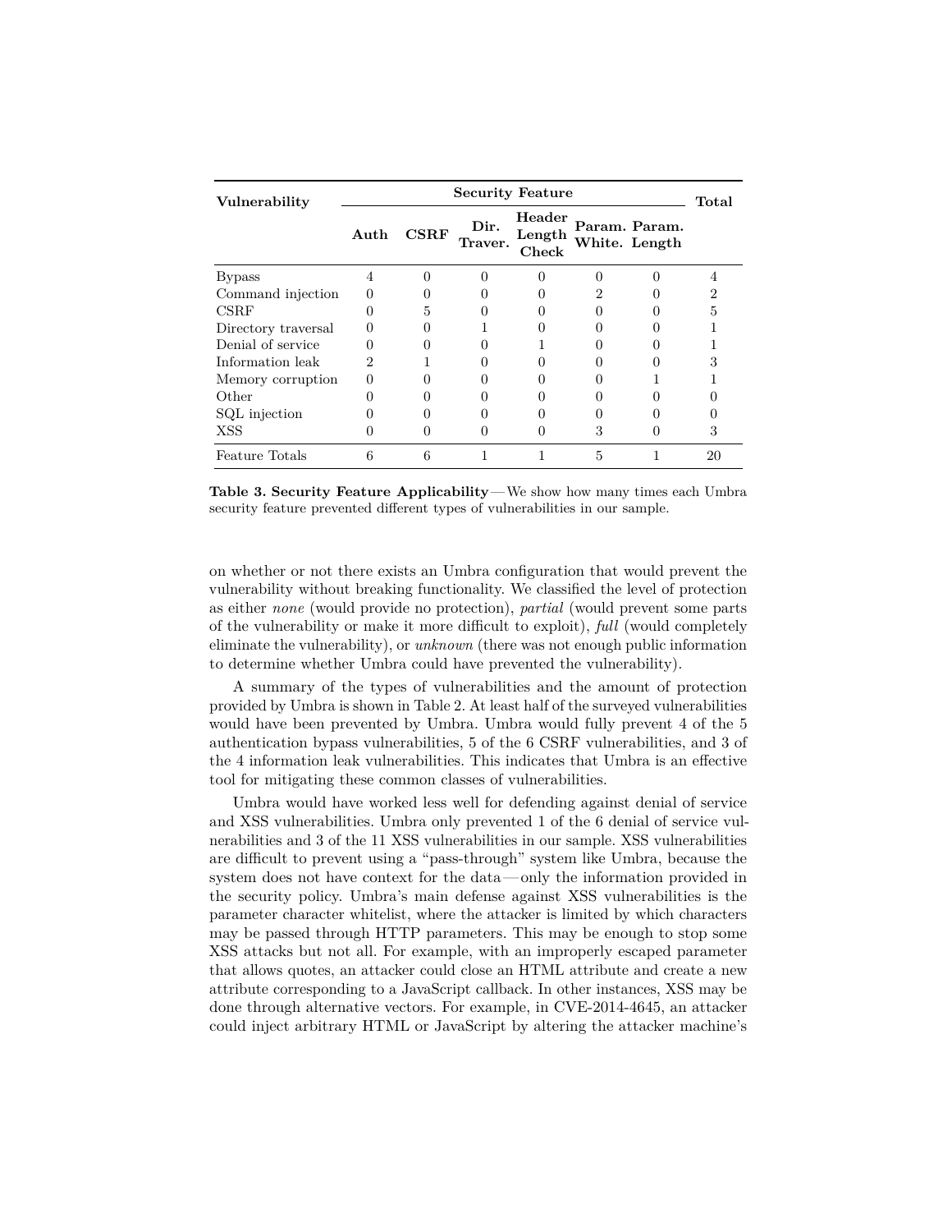| Vulnerability | Security Feature | | | | | | Total |
|---|---|---|---|---|---|---|---|
| | Auth | CSRF | Dir. Traver. | Header Length Check | Param. White. | Param. Length | |
| Bypass | 4 | 0 | 0 | 0 | 0 | 0 | 4 |
| Command injection | 0 | 0 | 0 | 0 | 2 | 0 | 2 |
| CSRF | 0 | 5 | 0 | 0 | 0 | 0 | 5 |
| Directory traversal | 0 | 0 | 1 | 0 | 0 | 0 | 1 |
| Denial of service | 0 | 0 | 0 | 1 | 0 | 0 | 1 |
| Information leak | 2 | 1 | 0 | 0 | 0 | 0 | 3 |
| Memory corruption | 0 | 0 | 0 | 0 | 0 | 1 | 1 |
| Other | 0 | 0 | 0 | 0 | 0 | 0 | 0 |
| SQL injection | 0 | 0 | 0 | 0 | 0 | 0 | 0 |
| XSS | 0 | 0 | 0 | 0 | 3 | 0 | 3 |
| Feature Totals | 6 | 6 | 1 | 1 | 5 | 1 | 20 |

**Table 3. Security Feature Applicability** — We show how many times each Umbra security feature prevented different types of vulnerabilities in our sample.

on whether or not there exists an Umbra configuration that would prevent the vulnerability without breaking functionality. We classified the level of protection as either *none* (would provide no protection), *partial* (would prevent some parts of the vulnerability or make it more difficult to exploit), *full* (would completely eliminate the vulnerability), or *unknown* (there was not enough public information to determine whether Umbra could have prevented the vulnerability).

A summary of the types of vulnerabilities and the amount of protection provided by Umbra is shown in Table 2. At least half of the surveyed vulnerabilities would have been prevented by Umbra. Umbra would fully prevent 4 of the 5 authentication bypass vulnerabilities, 5 of the 6 CSRF vulnerabilities, and 3 of the 4 information leak vulnerabilities. This indicates that Umbra is an effective tool for mitigating these common classes of vulnerabilities.

Umbra would have worked less well for defending against denial of service and XSS vulnerabilities. Umbra only prevented 1 of the 6 denial of service vulnerabilities and 3 of the 11 XSS vulnerabilities in our sample. XSS vulnerabilities are difficult to prevent using a "pass-through" system like Umbra, because the system does not have context for the data — only the information provided in the security policy. Umbra's main defense against XSS vulnerabilities is the parameter character whitelist, where the attacker is limited by which characters may be passed through HTTP parameters. This may be enough to stop some XSS attacks but not all. For example, with an improperly escaped parameter that allows quotes, an attacker could close an HTML attribute and create a new attribute corresponding to a JavaScript callback. In other instances, XSS may be done through alternative vectors. For example, in CVE-2014-4645, an attacker could inject arbitrary HTML or JavaScript by altering the attacker machine's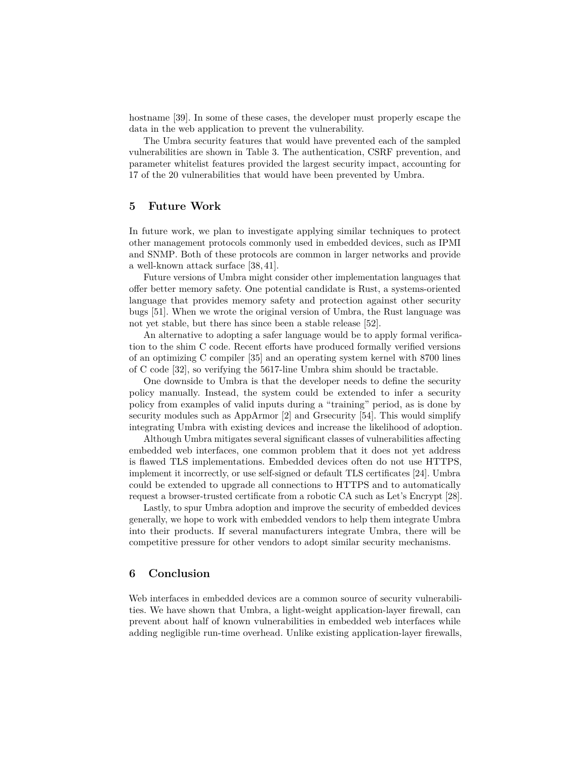hostname [39]. In some of these cases, the developer must properly escape the data in the web application to prevent the vulnerability.

The Umbra security features that would have prevented each of the sampled vulnerabilities are shown in Table 3. The authentication, CSRF prevention, and parameter whitelist features provided the largest security impact, accounting for 17 of the 20 vulnerabilities that would have been prevented by Umbra.

## 5 Future Work

In future work, we plan to investigate applying similar techniques to protect other management protocols commonly used in embedded devices, such as IPMI and SNMP. Both of these protocols are common in larger networks and provide a well-known attack surface [38, 41].

Future versions of Umbra might consider other implementation languages that offer better memory safety. One potential candidate is Rust, a systems-oriented language that provides memory safety and protection against other security bugs [51]. When we wrote the original version of Umbra, the Rust language was not yet stable, but there has since been a stable release [52].

An alternative to adopting a safer language would be to apply formal verification to the shim C code. Recent efforts have produced formally verified versions of an optimizing C compiler [35] and an operating system kernel with 8700 lines of C code [32], so verifying the 5617-line Umbra shim should be tractable.

One downside to Umbra is that the developer needs to define the security policy manually. Instead, the system could be extended to infer a security policy from examples of valid inputs during a "training" period, as is done by security modules such as AppArmor [2] and Grsecurity [54]. This would simplify integrating Umbra with existing devices and increase the likelihood of adoption.

Although Umbra mitigates several significant classes of vulnerabilities affecting embedded web interfaces, one common problem that it does not yet address is flawed TLS implementations. Embedded devices often do not use HTTPS, implement it incorrectly, or use self-signed or default TLS certificates [24]. Umbra could be extended to upgrade all connections to HTTPS and to automatically request a browser-trusted certificate from a robotic CA such as Let's Encrypt [28].

Lastly, to spur Umbra adoption and improve the security of embedded devices generally, we hope to work with embedded vendors to help them integrate Umbra into their products. If several manufacturers integrate Umbra, there will be competitive pressure for other vendors to adopt similar security mechanisms.

## 6 Conclusion

Web interfaces in embedded devices are a common source of security vulnerabilities. We have shown that Umbra, a light-weight application-layer firewall, can prevent about half of known vulnerabilities in embedded web interfaces while adding negligible run-time overhead. Unlike existing application-layer firewalls,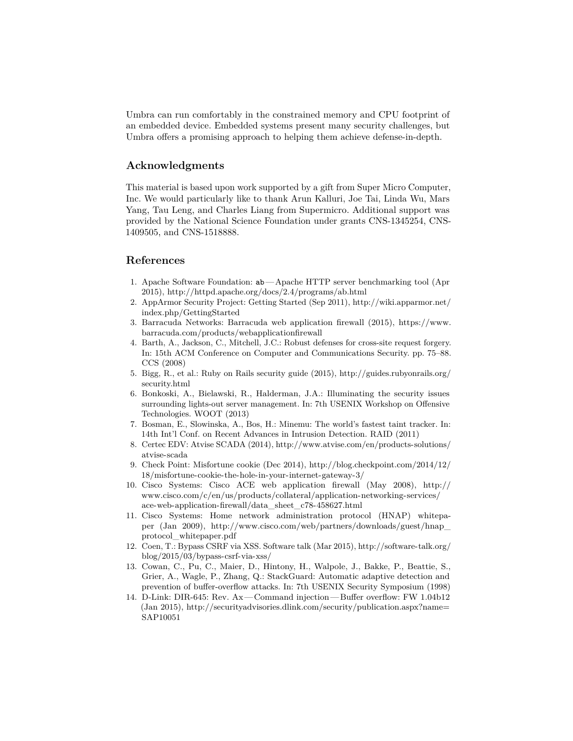Umbra can run comfortably in the constrained memory and CPU footprint of an embedded device. Embedded systems present many security challenges, but Umbra offers a promising approach to helping them achieve defense-in-depth.

## Acknowledgments

This material is based upon work supported by a gift from Super Micro Computer, Inc. We would particularly like to thank Arun Kalluri, Joe Tai, Linda Wu, Mars Yang, Tau Leng, and Charles Liang from Supermicro. Additional support was provided by the National Science Foundation under grants CNS-1345254, CNS-1409505, and CNS-1518888.

## References

1. Apache Software Foundation: `ab`—Apache HTTP server benchmarking tool (Apr 2015), http://httpd.apache.org/docs/2.4/programs/ab.html
2. AppArmor Security Project: Getting Started (Sep 2011), http://wiki.apparmor.net/index.php/GettingStarted
3. Barracuda Networks: Barracuda web application firewall (2015), https://www.barracuda.com/products/webapplicationfirewall
4. Barth, A., Jackson, C., Mitchell, J.C.: Robust defenses for cross-site request forgery. In: 15th ACM Conference on Computer and Communications Security. pp. 75–88. CCS (2008)
5. Bigg, R., et al.: Ruby on Rails security guide (2015), http://guides.rubyonrails.org/security.html
6. Bonkoski, A., Bielawski, R., Halderman, J.A.: Illuminating the security issues surrounding lights-out server management. In: 7th USENIX Workshop on Offensive Technologies. WOOT (2013)
7. Bosman, E., Slowinska, A., Bos, H.: Minemu: The world's fastest taint tracker. In: 14th Int'l Conf. on Recent Advances in Intrusion Detection. RAID (2011)
8. Certec EDV: Atvise SCADA (2014), http://www.atvise.com/en/products-solutions/atvise-scada
9. Check Point: Misfortune cookie (Dec 2014), http://blog.checkpoint.com/2014/12/18/misfortune-cookie-the-hole-in-your-internet-gateway-3/
10. Cisco Systems: Cisco ACE web application firewall (May 2008), http://www.cisco.com/c/en/us/products/collateral/application-networking-services/ace-web-application-firewall/data_sheet_c78-458627.html
11. Cisco Systems: Home network administration protocol (HNAP) whitepaper (Jan 2009), http://www.cisco.com/web/partners/downloads/guest/hnap_protocol_whitepaper.pdf
12. Coen, T.: Bypass CSRF via XSS. Software talk (Mar 2015), http://software-talk.org/blog/2015/03/bypass-csrf-via-xss/
13. Cowan, C., Pu, C., Maier, D., Hintony, H., Walpole, J., Bakke, P., Beattie, S., Grier, A., Wagle, P., Zhang, Q.: StackGuard: Automatic adaptive detection and prevention of buffer-overflow attacks. In: 7th USENIX Security Symposium (1998)
14. D-Link: DIR-645: Rev. Ax—Command injection—Buffer overflow: FW 1.04b12 (Jan 2015), http://securityadvisories.dlink.com/security/publication.aspx?name=SAP10051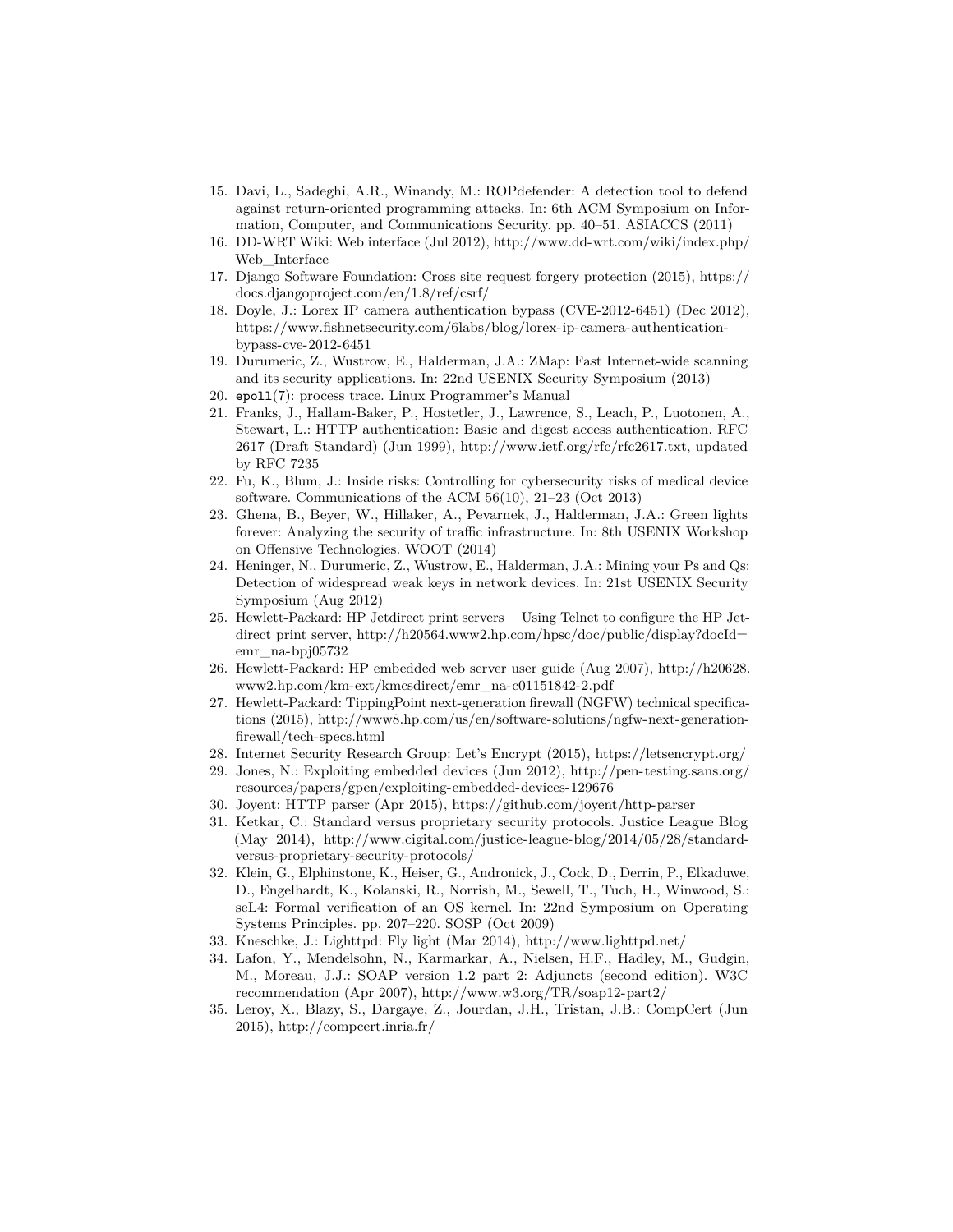15. Davi, L., Sadeghi, A.R., Winandy, M.: ROPdefender: A detection tool to defend against return-oriented programming attacks. In: 6th ACM Symposium on Information, Computer, and Communications Security. pp. 40–51. ASIACCS (2011)
16. DD-WRT Wiki: Web interface (Jul 2012), http://www.dd-wrt.com/wiki/index.php/Web_Interface
17. Django Software Foundation: Cross site request forgery protection (2015), https://docs.djangoproject.com/en/1.8/ref/csrf/
18. Doyle, J.: Lorex IP camera authentication bypass (CVE-2012-6451) (Dec 2012), https://www.fishnetsecurity.com/6labs/blog/lorex-ip-camera-authentication-bypass-cve-2012-6451
19. Durumeric, Z., Wustrow, E., Halderman, J.A.: ZMap: Fast Internet-wide scanning and its security applications. In: 22nd USENIX Security Symposium (2013)
20. `epoll`(7): process trace. Linux Programmer's Manual
21. Franks, J., Hallam-Baker, P., Hostetler, J., Lawrence, S., Leach, P., Luotonen, A., Stewart, L.: HTTP authentication: Basic and digest access authentication. RFC 2617 (Draft Standard) (Jun 1999), http://www.ietf.org/rfc/rfc2617.txt, updated by RFC 7235
22. Fu, K., Blum, J.: Inside risks: Controlling for cybersecurity risks of medical device software. Communications of the ACM 56(10), 21–23 (Oct 2013)
23. Ghena, B., Beyer, W., Hillaker, A., Pevarnek, J., Halderman, J.A.: Green lights forever: Analyzing the security of traffic infrastructure. In: 8th USENIX Workshop on Offensive Technologies. WOOT (2014)
24. Heninger, N., Durumeric, Z., Wustrow, E., Halderman, J.A.: Mining your Ps and Qs: Detection of widespread weak keys in network devices. In: 21st USENIX Security Symposium (Aug 2012)
25. Hewlett-Packard: HP Jetdirect print servers — Using Telnet to configure the HP Jetdirect print server, http://h20564.www2.hp.com/hpsc/doc/public/display?docId=emr_na-bpj05732
26. Hewlett-Packard: HP embedded web server user guide (Aug 2007), http://h20628.www2.hp.com/km-ext/kmcsdirect/emr_na-c01151842-2.pdf
27. Hewlett-Packard: TippingPoint next-generation firewall (NGFW) technical specifications (2015), http://www8.hp.com/us/en/software-solutions/ngfw-next-generation-firewall/tech-specs.html
28. Internet Security Research Group: Let's Encrypt (2015), https://letsencrypt.org/
29. Jones, N.: Exploiting embedded devices (Jun 2012), http://pen-testing.sans.org/resources/papers/gpen/exploiting-embedded-devices-129676
30. Joyent: HTTP parser (Apr 2015), https://github.com/joyent/http-parser
31. Ketkar, C.: Standard versus proprietary security protocols. Justice League Blog (May 2014), http://www.cigital.com/justice-league-blog/2014/05/28/standard-versus-proprietary-security-protocols/
32. Klein, G., Elphinstone, K., Heiser, G., Andronick, J., Cock, D., Derrin, P., Elkaduwe, D., Engelhardt, K., Kolanski, R., Norrish, M., Sewell, T., Tuch, H., Winwood, S.: seL4: Formal verification of an OS kernel. In: 22nd Symposium on Operating Systems Principles. pp. 207–220. SOSP (Oct 2009)
33. Kneschke, J.: Lighttpd: Fly light (Mar 2014), http://www.lighttpd.net/
34. Lafon, Y., Mendelsohn, N., Karmarkar, A., Nielsen, H.F., Hadley, M., Gudgin, M., Moreau, J.J.: SOAP version 1.2 part 2: Adjuncts (second edition). W3C recommendation (Apr 2007), http://www.w3.org/TR/soap12-part2/
35. Leroy, X., Blazy, S., Dargaye, Z., Jourdan, J.H., Tristan, J.B.: CompCert (Jun 2015), http://compcert.inria.fr/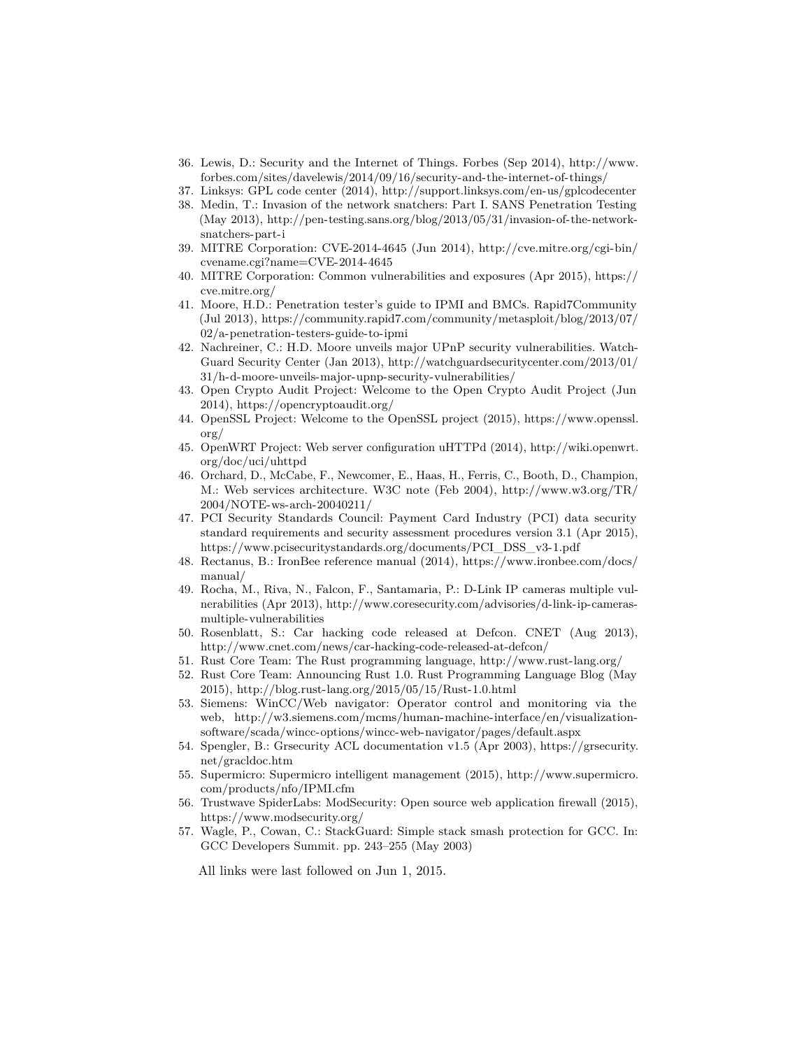36. Lewis, D.: Security and the Internet of Things. Forbes (Sep 2014), http://www.forbes.com/sites/davelewis/2014/09/16/security-and-the-internet-of-things/
37. Linksys: GPL code center (2014), http://support.linksys.com/en-us/gplcodecenter
38. Medin, T.: Invasion of the network snatchers: Part I. SANS Penetration Testing (May 2013), http://pen-testing.sans.org/blog/2013/05/31/invasion-of-the-network-snatchers-part-i
39. MITRE Corporation: CVE-2014-4645 (Jun 2014), http://cve.mitre.org/cgi-bin/cvename.cgi?name=CVE-2014-4645
40. MITRE Corporation: Common vulnerabilities and exposures (Apr 2015), https://cve.mitre.org/
41. Moore, H.D.: Penetration tester's guide to IPMI and BMCs. Rapid7Community (Jul 2013), https://community.rapid7.com/community/metasploit/blog/2013/07/02/a-penetration-testers-guide-to-ipmi
42. Nachreiner, C.: H.D. Moore unveils major UPnP security vulnerabilities. WatchGuard Security Center (Jan 2013), http://watchguardsecuritycenter.com/2013/01/31/h-d-moore-unveils-major-upnp-security-vulnerabilities/
43. Open Crypto Audit Project: Welcome to the Open Crypto Audit Project (Jun 2014), https://opencryptoaudit.org/
44. OpenSSL Project: Welcome to the OpenSSL project (2015), https://www.openssl.org/
45. OpenWRT Project: Web server configuration uHTTPd (2014), http://wiki.openwrt.org/doc/uci/uhttpd
46. Orchard, D., McCabe, F., Newcomer, E., Haas, H., Ferris, C., Booth, D., Champion, M.: Web services architecture. W3C note (Feb 2004), http://www.w3.org/TR/2004/NOTE-ws-arch-20040211/
47. PCI Security Standards Council: Payment Card Industry (PCI) data security standard requirements and security assessment procedures version 3.1 (Apr 2015), https://www.pcisecuritystandards.org/documents/PCI_DSS_v3-1.pdf
48. Rectanus, B.: IronBee reference manual (2014), https://www.ironbee.com/docs/manual/
49. Rocha, M., Riva, N., Falcon, F., Santamaria, P.: D-Link IP cameras multiple vulnerabilities (Apr 2013), http://www.coresecurity.com/advisories/d-link-ip-cameras-multiple-vulnerabilities
50. Rosenblatt, S.: Car hacking code released at Defcon. CNET (Aug 2013), http://www.cnet.com/news/car-hacking-code-released-at-defcon/
51. Rust Core Team: The Rust programming language, http://www.rust-lang.org/
52. Rust Core Team: Announcing Rust 1.0. Rust Programming Language Blog (May 2015), http://blog.rust-lang.org/2015/05/15/Rust-1.0.html
53. Siemens: WinCC/Web navigator: Operator control and monitoring via the web, http://w3.siemens.com/mcms/human-machine-interface/en/visualization-software/scada/wincc-options/wincc-web-navigator/pages/default.aspx
54. Spengler, B.: Grsecurity ACL documentation v1.5 (Apr 2003), https://grsecurity.net/gracldoc.htm
55. Supermicro: Supermicro intelligent management (2015), http://www.supermicro.com/products/nfo/IPMI.cfm
56. Trustwave SpiderLabs: ModSecurity: Open source web application firewall (2015), https://www.modsecurity.org/
57. Wagle, P., Cowan, C.: StackGuard: Simple stack smash protection for GCC. In: GCC Developers Summit. pp. 243–255 (May 2003)

All links were last followed on Jun 1, 2015.